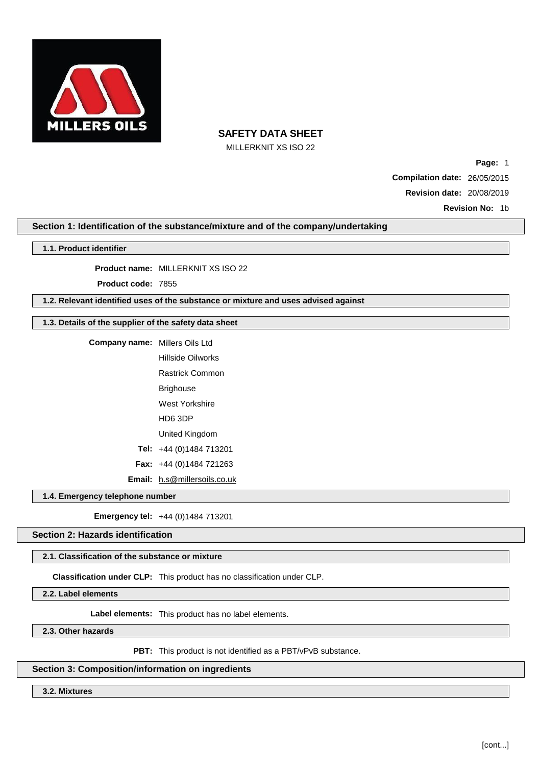# SAFETY DATA SHEET

MILLERKNIT XS ISO 22

**Compilation date:** 26/05/2015

**Revision date:** 20/08/2019

**Revision No:** 1b

## Section 1: Identification of the substance/mixture and of the company/undertaking

### 1.1. Product identifier

**Product name:** MILLERKNIT XS ISO 22

**Product code:** 7855

### 1.2. Relevant identified uses of the substance or mixture and uses advised against

### 1.3. Details of the supplier of the safety data sheet

**Company name:** Millers Oils Ltd

Hillside Oilworks

Rastrick Common

Brighouse

West Yorkshire

HD6 3DP

United Kingdom

**Tel:** +44 (0)1484 713201

**Fax:** +44 (0)1484 721263

**Email:** h.s@millersoils.co.uk

### 1.4. Emergency telephone number

**Emergency tel:** +44 (0)1484 713201

## Section 2: Hazards identification

### 2.1. Classification of the substance or mixture

**Classification under CLP:** This product has no classification under CLP.

### 2.2. Label elements

**Label elements:** This product has no label elements.

### 2.3. Other hazards

**PBT:** This product is not identified as a PBT/vPvB substance.

## Section 3: Composition/information on ingredients

### 3.2. Mixtures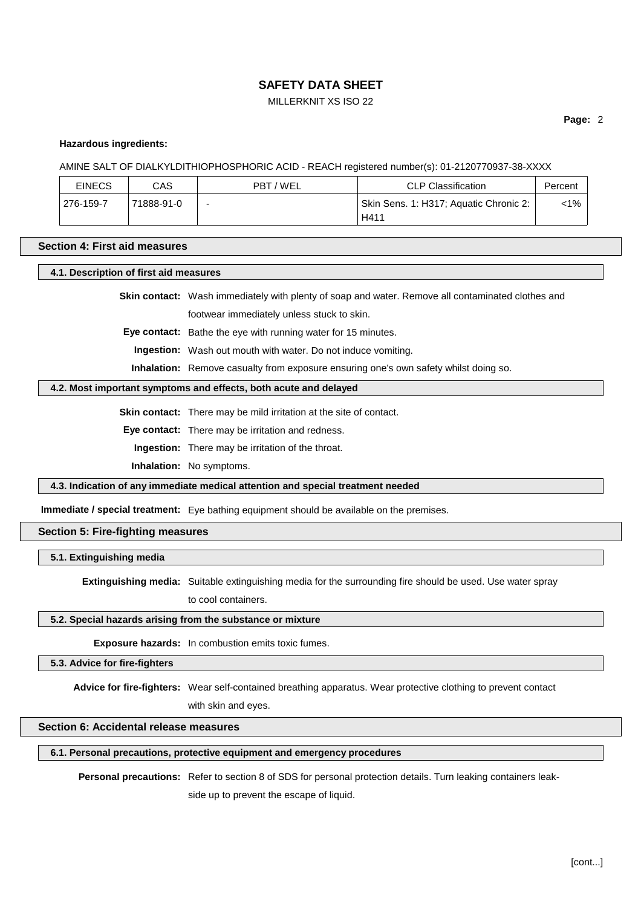**Hazardous ingredients:**

AMINE SALT OF DIALKYLDITHIOPHOSPHORIC ACID - REACH registered number(s): 01-2120770937-38-XXXX

| EINECS | CAS | PBT / WEL | CLP Classification | Percent |
|---|---|---|---|---|
| 276-159-7 | 71888-91-0 | - | Skin Sens. 1: H317; Aquatic Chronic 2: H411 | <1% |

## Section 4: First aid measures

### 4.1. Description of first aid measures

**Skin contact:** Wash immediately with plenty of soap and water. Remove all contaminated clothes and footwear immediately unless stuck to skin.

**Eye contact:** Bathe the eye with running water for 15 minutes.

**Ingestion:** Wash out mouth with water. Do not induce vomiting.

**Inhalation:** Remove casualty from exposure ensuring one's own safety whilst doing so.

### 4.2. Most important symptoms and effects, both acute and delayed

**Skin contact:** There may be mild irritation at the site of contact.

**Eye contact:** There may be irritation and redness.

**Ingestion:** There may be irritation of the throat.

**Inhalation:** No symptoms.

### 4.3. Indication of any immediate medical attention and special treatment needed

**Immediate / special treatment:** Eye bathing equipment should be available on the premises.

## Section 5: Fire-fighting measures

### 5.1. Extinguishing media

**Extinguishing media:** Suitable extinguishing media for the surrounding fire should be used. Use water spray to cool containers.

### 5.2. Special hazards arising from the substance or mixture

**Exposure hazards:** In combustion emits toxic fumes.

### 5.3. Advice for fire-fighters

**Advice for fire-fighters:** Wear self-contained breathing apparatus. Wear protective clothing to prevent contact with skin and eyes.

## Section 6: Accidental release measures

### 6.1. Personal precautions, protective equipment and emergency procedures

**Personal precautions:** Refer to section 8 of SDS for personal protection details. Turn leaking containers leak-side up to prevent the escape of liquid.

[cont...]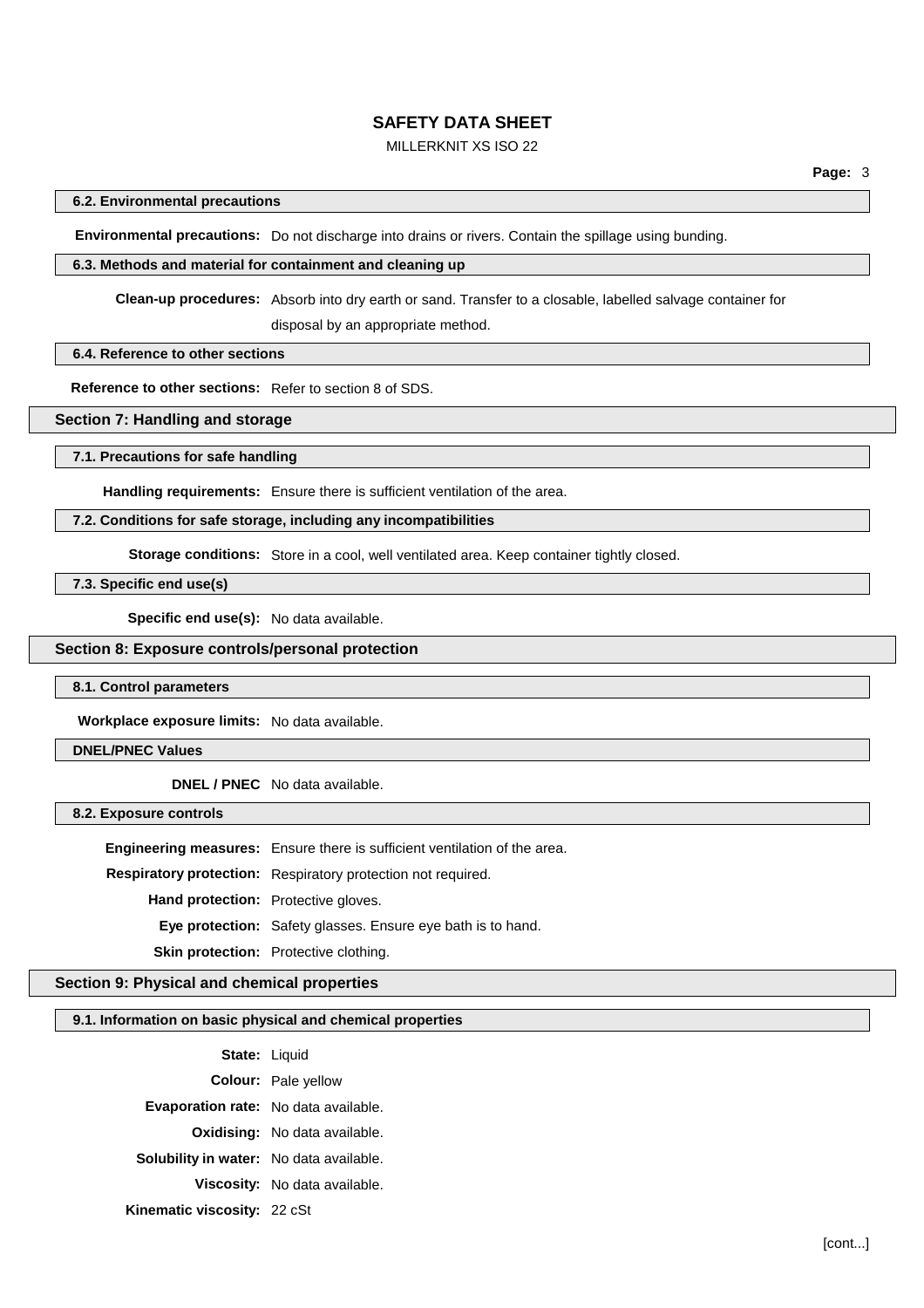#### 6.2. Environmental precautions

**Environmental precautions:** Do not discharge into drains or rivers. Contain the spillage using bunding.

#### 6.3. Methods and material for containment and cleaning up

**Clean-up procedures:** Absorb into dry earth or sand. Transfer to a closable, labelled salvage container for disposal by an appropriate method.

#### 6.4. Reference to other sections

**Reference to other sections:** Refer to section 8 of SDS.

### Section 7: Handling and storage

#### 7.1. Precautions for safe handling

**Handling requirements:** Ensure there is sufficient ventilation of the area.

#### 7.2. Conditions for safe storage, including any incompatibilities

**Storage conditions:** Store in a cool, well ventilated area. Keep container tightly closed.

#### 7.3. Specific end use(s)

**Specific end use(s):** No data available.

### Section 8: Exposure controls/personal protection

#### 8.1. Control parameters

**Workplace exposure limits:** No data available.

#### DNEL/PNEC Values

**DNEL / PNEC** No data available.

#### 8.2. Exposure controls

**Engineering measures:** Ensure there is sufficient ventilation of the area.

**Respiratory protection:** Respiratory protection not required.

**Hand protection:** Protective gloves.

**Eye protection:** Safety glasses. Ensure eye bath is to hand.

**Skin protection:** Protective clothing.

### Section 9: Physical and chemical properties

#### 9.1. Information on basic physical and chemical properties

**State:** Liquid

**Colour:** Pale yellow

**Evaporation rate:** No data available.

**Oxidising:** No data available.

**Solubility in water:** No data available.

**Viscosity:** No data available.

**Kinematic viscosity:** 22 cSt

[cont...]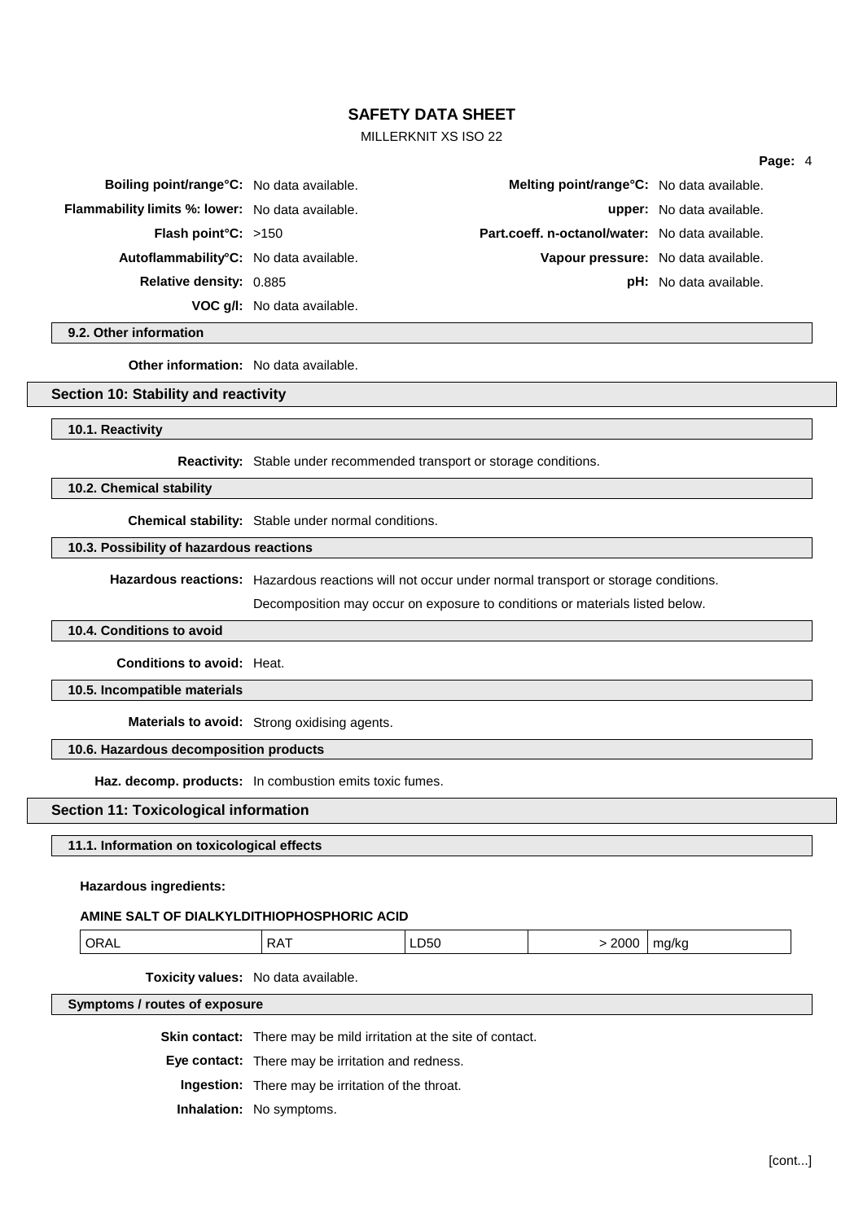**Boiling point/range°C:** No data available.

**Melting point/range°C:** No data available.

**Flammability limits %: lower:** No data available.

**upper:** No data available.

**Flash point°C:** >150

**Part.coeff. n-octanol/water:** No data available.

**Autoflammability°C:** No data available.

**Vapour pressure:** No data available.

**Relative density:** 0.885

**pH:** No data available.

**VOC g/l:** No data available.

### 9.2. Other information

**Other information:** No data available.

## Section 10: Stability and reactivity

### 10.1. Reactivity

**Reactivity:** Stable under recommended transport or storage conditions.

### 10.2. Chemical stability

**Chemical stability:** Stable under normal conditions.

### 10.3. Possibility of hazardous reactions

**Hazardous reactions:** Hazardous reactions will not occur under normal transport or storage conditions.

Decomposition may occur on exposure to conditions or materials listed below.

### 10.4. Conditions to avoid

**Conditions to avoid:** Heat.

### 10.5. Incompatible materials

**Materials to avoid:** Strong oxidising agents.

### 10.6. Hazardous decomposition products

**Haz. decomp. products:** In combustion emits toxic fumes.

## Section 11: Toxicological information

### 11.1. Information on toxicological effects

**Hazardous ingredients:**

**AMINE SALT OF DIALKYLDITHIOPHOSPHORIC ACID**

| ORAL | RAT | LD50 | > 2000 | mg/kg |
|---|---|---|---|---|

**Toxicity values:** No data available.

### Symptoms / routes of exposure

**Skin contact:** There may be mild irritation at the site of contact.

**Eye contact:** There may be irritation and redness.

**Ingestion:** There may be irritation of the throat.

**Inhalation:** No symptoms.

[cont...]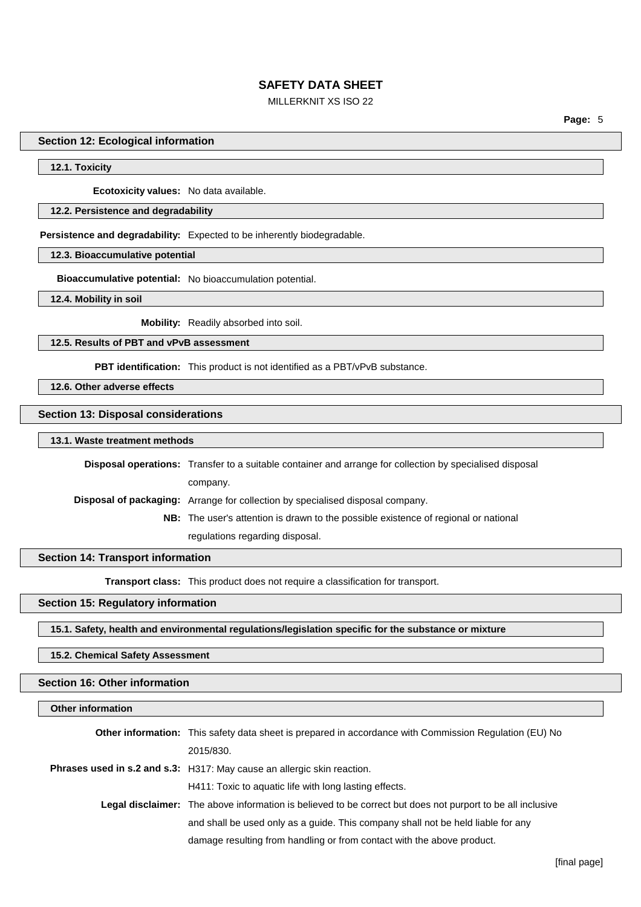## Section 12: Ecological information

### 12.1. Toxicity

**Ecotoxicity values:** No data available.

### 12.2. Persistence and degradability

**Persistence and degradability:** Expected to be inherently biodegradable.

### 12.3. Bioaccumulative potential

**Bioaccumulative potential:** No bioaccumulation potential.

### 12.4. Mobility in soil

**Mobility:** Readily absorbed into soil.

### 12.5. Results of PBT and vPvB assessment

**PBT identification:** This product is not identified as a PBT/vPvB substance.

### 12.6. Other adverse effects

## Section 13: Disposal considerations

### 13.1. Waste treatment methods

**Disposal operations:** Transfer to a suitable container and arrange for collection by specialised disposal company.

**Disposal of packaging:** Arrange for collection by specialised disposal company.

**NB:** The user's attention is drawn to the possible existence of regional or national regulations regarding disposal.

## Section 14: Transport information

**Transport class:** This product does not require a classification for transport.

## Section 15: Regulatory information

### 15.1. Safety, health and environmental regulations/legislation specific for the substance or mixture

### 15.2. Chemical Safety Assessment

## Section 16: Other information

### Other information

**Other information:** This safety data sheet is prepared in accordance with Commission Regulation (EU) No 2015/830.

**Phrases used in s.2 and s.3:** H317: May cause an allergic skin reaction.
H411: Toxic to aquatic life with long lasting effects.

**Legal disclaimer:** The above information is believed to be correct but does not purport to be all inclusive and shall be used only as a guide. This company shall not be held liable for any damage resulting from handling or from contact with the above product.

[final page]